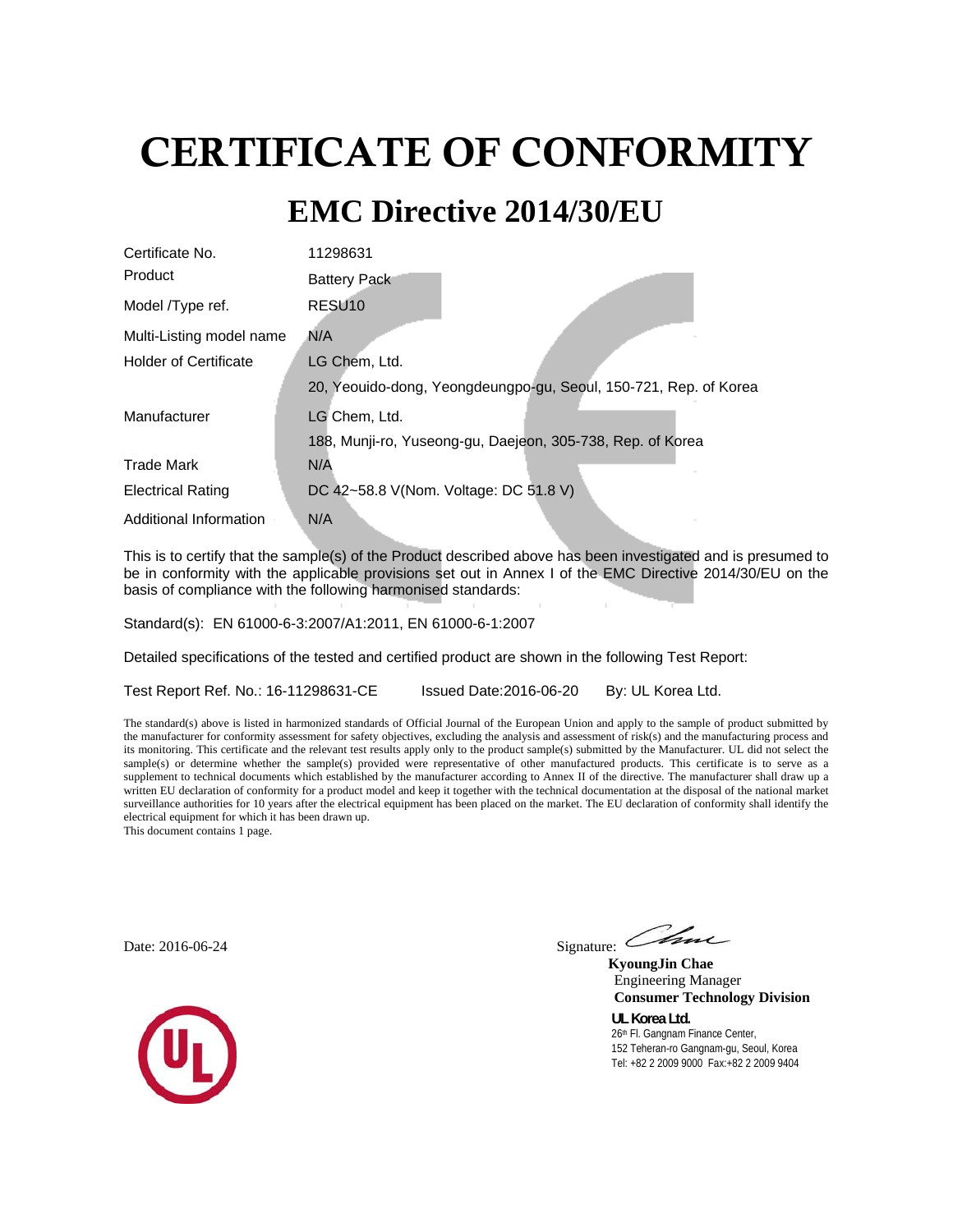# CERTIFICATE OF CONFORMITY

## EMC Directive 2014/30/EU

| | |
|---|---|
| Certificate No. | 11298631 |
| Product | Battery Pack |
| Model /Type ref. | RESU10 |
| Multi-Listing model name | N/A |
| Holder of Certificate | LG Chem, Ltd.<br>20, Yeouido-dong, Yeongdeungpo-gu, Seoul, 150-721, Rep. of Korea |
| Manufacturer | LG Chem, Ltd.<br>188, Munji-ro, Yuseong-gu, Daejeon, 305-738, Rep. of Korea |
| Trade Mark | N/A |
| Electrical Rating | DC 42~58.8 V(Nom. Voltage: DC 51.8 V) |
| Additional Information | N/A |

This is to certify that the sample(s) of the Product described above has been investigated and is presumed to be in conformity with the applicable provisions set out in Annex I of the EMC Directive 2014/30/EU on the basis of compliance with the following harmonised standards:

Standard(s): EN 61000-6-3:2007/A1:2011, EN 61000-6-1:2007

Detailed specifications of the tested and certified product are shown in the following Test Report:

Test Report Ref. No.: 16-11298631-CE    Issued Date:2016-06-20    By: UL Korea Ltd.

The standard(s) above is listed in harmonized standards of Official Journal of the European Union and apply to the sample of product submitted by the manufacturer for conformity assessment for safety objectives, excluding the analysis and assessment of risk(s) and the manufacturing process and its monitoring. This certificate and the relevant test results apply only to the product sample(s) submitted by the Manufacturer. UL did not select the sample(s) or determine whether the sample(s) provided were representative of other manufactured products. This certificate is to serve as a supplement to technical documents which established by the manufacturer according to Annex II of the directive. The manufacturer shall draw up a written EU declaration of conformity for a product model and keep it together with the technical documentation at the disposal of the national market surveillance authorities for 10 years after the electrical equipment has been placed on the market. The EU declaration of conformity shall identify the electrical equipment for which it has been drawn up.
This document contains 1 page.

Date: 2016-06-24

Signature:

**KyoungJin Chae**
Engineering Manager
**Consumer Technology Division**

**UL Korea Ltd.**
26th Fl. Gangnam Finance Center,
152 Teheran-ro Gangnam-gu, Seoul, Korea
Tel: +82 2 2009 9000 Fax:+82 2 2009 9404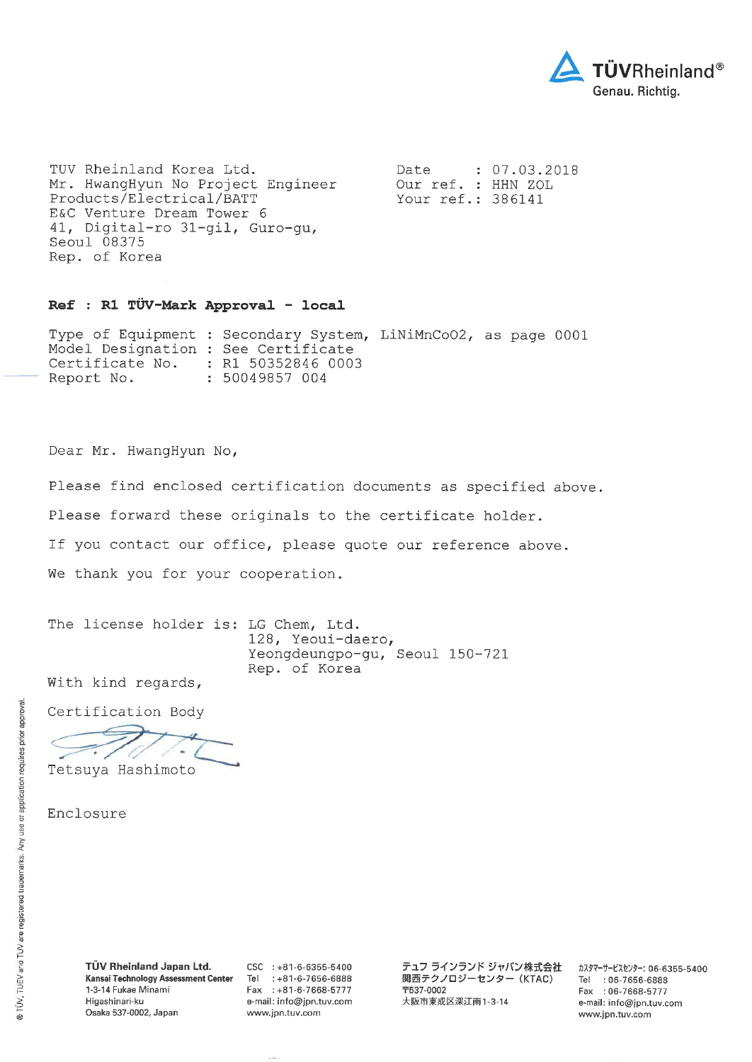TÜVRheinland®
Genau. Richtig.

TUV Rheinland Korea Ltd.
Mr. HwangHyun No Project Engineer
Products/Electrical/BATT
E&C Venture Dream Tower 6
41, Digital-ro 31-gil, Guro-gu,
Seoul 08375
Rep. of Korea

Date : 07.03.2018
Our ref. : HHN ZOL
Your ref.: 386141

**Ref : R1 TÜV-Mark Approval - local**

Type of Equipment : Secondary System, LiNiMnCoO2, as page 0001
Model Designation : See Certificate
Certificate No. : R1 50352846 0003
Report No. : 50049857 004

Dear Mr. HwangHyun No,

Please find enclosed certification documents as specified above.

Please forward these originals to the certificate holder.

If you contact our office, please quote our reference above.

We thank you for your cooperation.

The license holder is: LG Chem, Ltd.
128, Yeoui-daero,
Yeongdeungpo-gu, Seoul 150-721
Rep. of Korea

With kind regards,

Certification Body

Tetsuya Hashimoto

Enclosure

® TÜV, TUEV and TUV are registered trademarks. Any use or application requires prior approval.

**TÜV Rheinland Japan Ltd.**
**Kansai Technology Assessment Center**
1-3-14 Fukae Minami
Higashinari-ku
Osaka 537-0002, Japan

CSC : +81-6-6355-5400
Tel : +81-6-7656-6888
Fax : +81-6-7668-5777
e-mail: info@jpn.tuv.com
www.jpn.tuv.com

テュフ ラインランド ジャパン株式会社
関西テクノロジーセンター (KTAC)
〒537-0002
大阪市東成区深江南1-3-14

カスタマーサービスセンター: 06-6355-5400
Tel : 06-7656-6888
Fax : 06-7668-5777
e-mail: info@jpn.tuv.com
www.jpn.tuv.com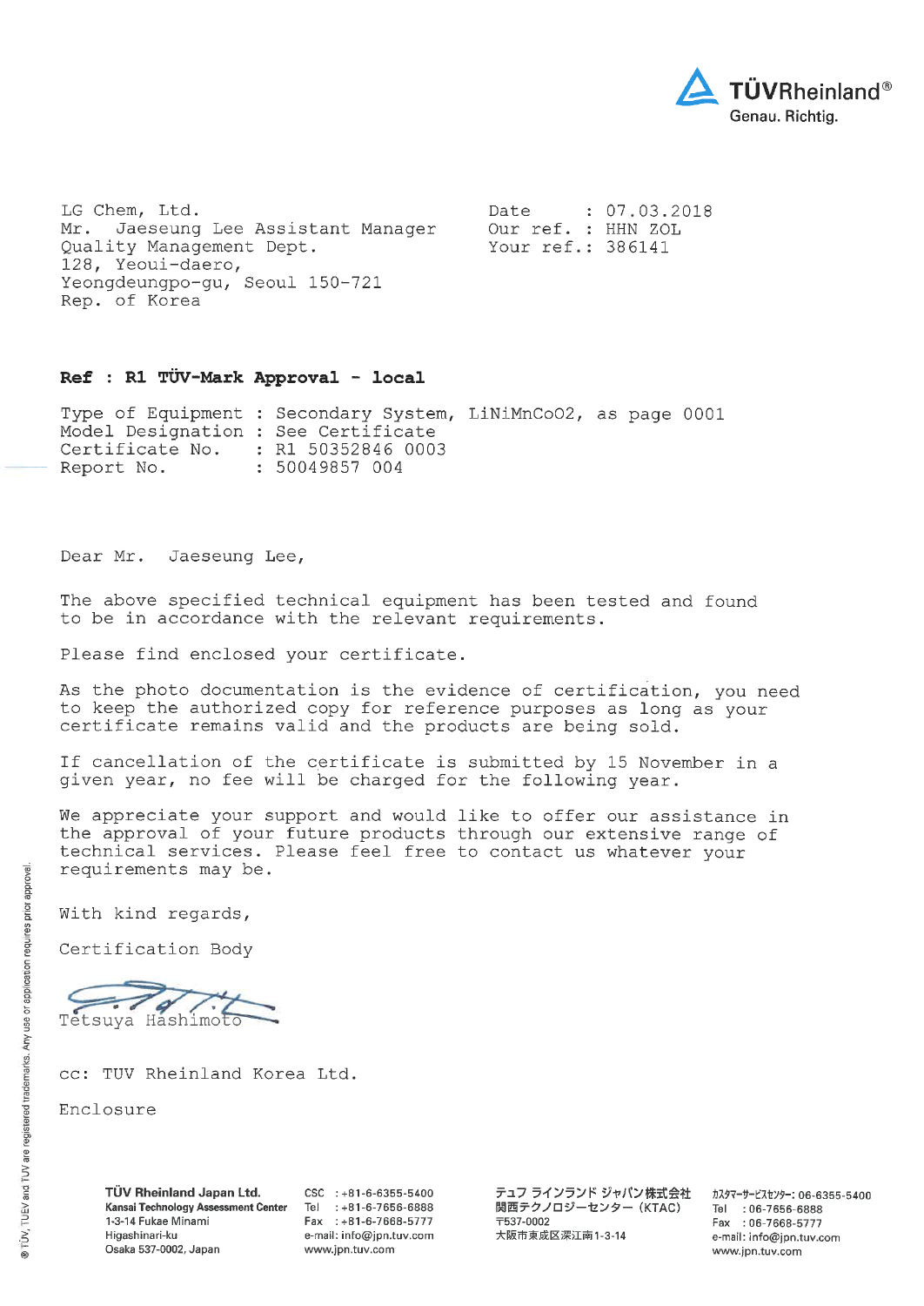TÜVRheinland®
Genau. Richtig.

LG Chem, Ltd.
Mr. Jaeseung Lee Assistant Manager
Quality Management Dept.
128, Yeoui-daero,
Yeongdeungpo-gu, Seoul 150-721
Rep. of Korea

Date : 07.03.2018
Our ref. : HHN ZOL
Your ref.: 386141

**Ref : R1 TÜV-Mark Approval - local**

Type of Equipment : Secondary System, LiNiMnCoO2, as page 0001
Model Designation : See Certificate
Certificate No. : R1 50352846 0003
Report No. : 50049857 004

Dear Mr. Jaeseung Lee,

The above specified technical equipment has been tested and found to be in accordance with the relevant requirements.

Please find enclosed your certificate.

As the photo documentation is the evidence of certification, you need to keep the authorized copy for reference purposes as long as your certificate remains valid and the products are being sold.

If cancellation of the certificate is submitted by 15 November in a given year, no fee will be charged for the following year.

We appreciate your support and would like to offer our assistance in the approval of your future products through our extensive range of technical services. Please feel free to contact us whatever your requirements may be.

With kind regards,

Certification Body

Tetsuya Hashimoto

cc: TUV Rheinland Korea Ltd.

Enclosure

® TÜV, TUEV and TUV are registered trademarks. Any use or application requires prior approval.

**TÜV Rheinland Japan Ltd.**
**Kansai Technology Assessment Center**
1-3-14 Fukae Minami
Higashinari-ku
Osaka 537-0002, Japan

CSC : +81-6-6355-5400
Tel : +81-6-7656-6888
Fax : +81-6-7668-5777
e-mail: info@jpn.tuv.com
www.jpn.tuv.com

テュフ ラインランド ジャパン株式会社
関西テクノロジーセンター (KTAC)
〒537-0002
大阪市東成区深江南1-3-14

カスタマーサービスセンター: 06-6355-5400
Tel : 06-7656-6888
Fax : 06-7668-5777
e-mail: info@jpn.tuv.com
www.jpn.tuv.com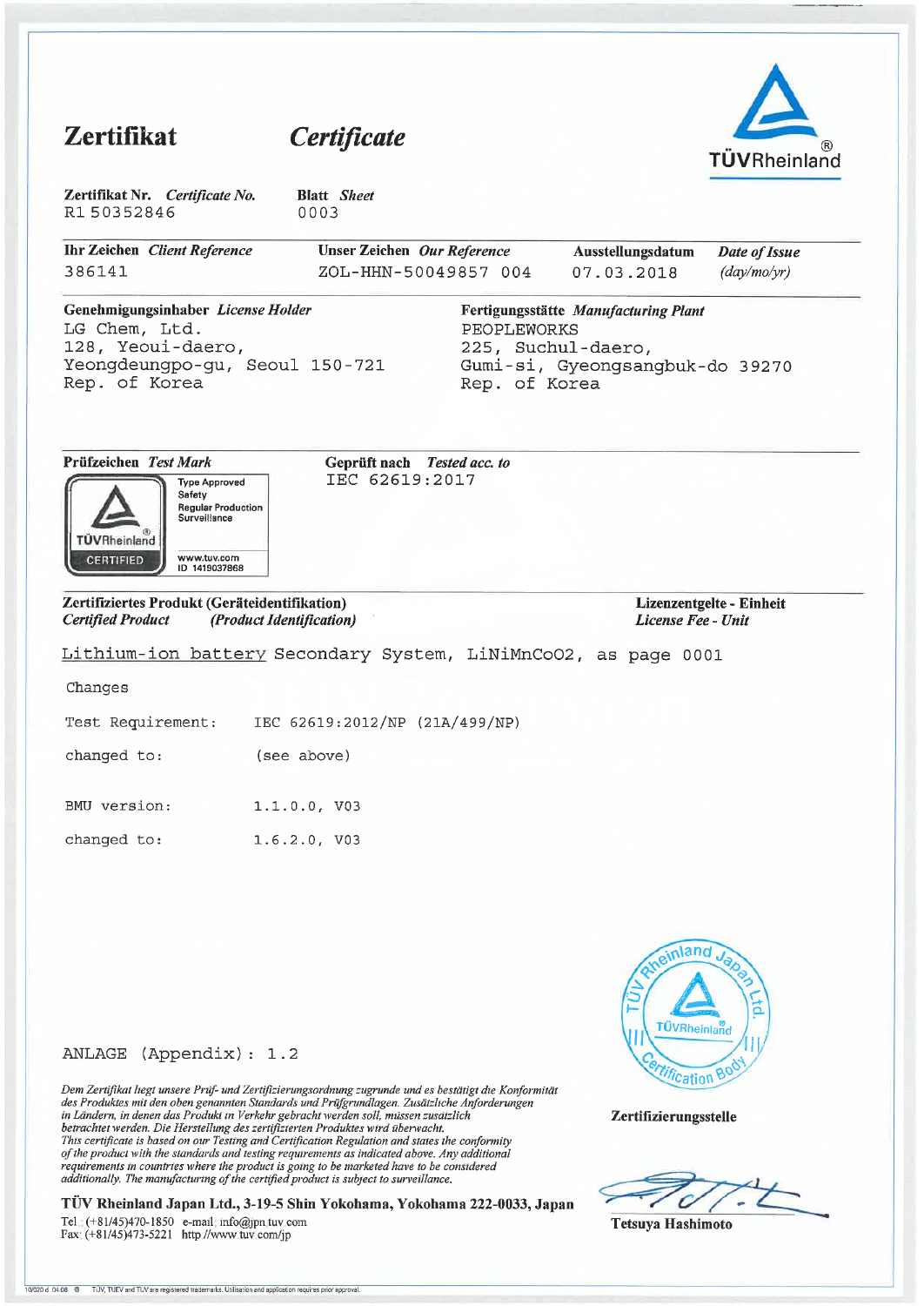# Zertifikat *Certificate*

**Zertifikat Nr.** *Certificate No.*
R1 50352846

**Blatt** *Sheet*
0003

| **Ihr Zeichen** *Client Reference* | **Unser Zeichen** *Our Reference* | **Ausstellungsdatum** *Date of Issue* (day/mo/yr) |
|---|---|---|
| 386141 | ZOL-HHN-50049857 004 | 07.03.2018 |

**Genehmigungsinhaber** *License Holder*
LG Chem, Ltd.
128, Yeoui-daero,
Yeongdeungpo-gu, Seoul 150-721
Rep. of Korea

**Fertigungsstätte** *Manufacturing Plant*
PEOPLEWORKS
225, Suchul-daero,
Gumi-si, Gyeongsangbuk-do 39270
Rep. of Korea

**Prüfzeichen** *Test Mark*
TÜVRheinland CERTIFIED
Type Approved
Safety
Regular Production Surveillance
www.tuv.com
ID 1419037868

**Geprüft nach** *Tested acc. to*
IEC 62619:2017

**Zertifiziertes Produkt (Geräteidentifikation)**
*Certified Product (Product Identification)*

**Lizenzentgelte - Einheit**
*License Fee - Unit*

Lithium-ion battery Secondary System, LiNiMnCoO2, as page 0001

Changes

| | |
|---|---|
| Test Requirement: | IEC 62619:2012/NP (21A/499/NP) |
| changed to: | (see above) |
| BMU version: | 1.1.0.0, V03 |
| changed to: | 1.6.2.0, V03 |

ANLAGE (Appendix): 1.2

*Dem Zertifikat liegt unsere Prüf- und Zertifizierungsordnung zugrunde und es bestätigt die Konformität des Produktes mit den oben genannten Standards und Prüfgrundlagen. Zusätzliche Anforderungen in Ländern, in denen das Produkt in Verkehr gebracht werden soll, müssen zusätzlich betrachtet werden. Die Herstellung des zertifizierten Produktes wird überwacht.*
*This certificate is based on our Testing and Certification Regulation and states the conformity of the product with the standards and testing requirements as indicated above. Any additional requirements in countries where the product is going to be marketed have to be considered additionally. The manufacturing of the certified product is subject to surveillance.*

TÜV Rheinland Japan Ltd. Certification Body

**Zertifizierungsstelle**

**Tetsuya Hashimoto**

**TÜV Rheinland Japan Ltd., 3-19-5 Shin Yokohama, Yokohama 222-0033, Japan**
Tel.: (+81/45)470-1850 e-mail: info@jpn.tuv.com
Fax: (+81/45)473-5221 http://www.tuv.com/jp

10/020 d 04.08 ® TÜV, TUEV and TUV are registered trademarks. Utilisation and application requires prior approval.